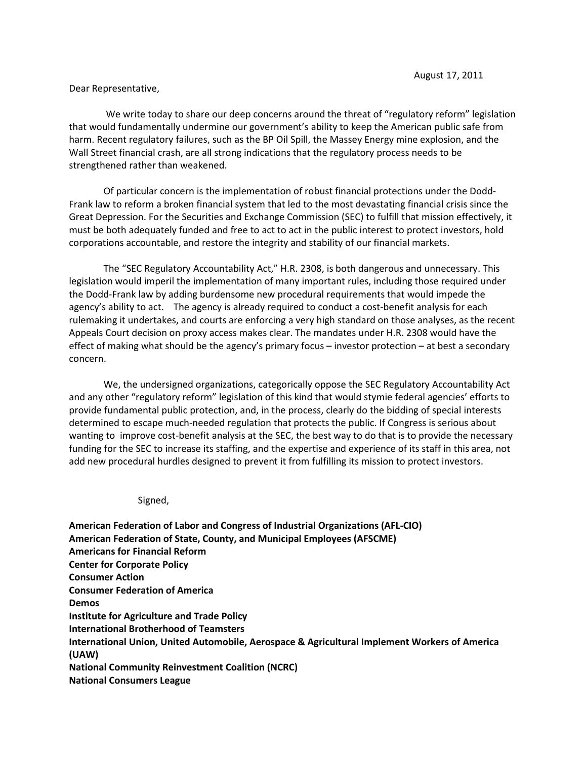August 17, 2011

Dear Representative,

We write today to share our deep concerns around the threat of "regulatory reform" legislation that would fundamentally undermine our government's ability to keep the American public safe from harm. Recent regulatory failures, such as the BP Oil Spill, the Massey Energy mine explosion, and the Wall Street financial crash, are all strong indications that the regulatory process needs to be strengthened rather than weakened.

Of particular concern is the implementation of robust financial protections under the Dodd-Frank law to reform a broken financial system that led to the most devastating financial crisis since the Great Depression. For the Securities and Exchange Commission (SEC) to fulfill that mission effectively, it must be both adequately funded and free to act to act in the public interest to protect investors, hold corporations accountable, and restore the integrity and stability of our financial markets.

The "SEC Regulatory Accountability Act," H.R. 2308, is both dangerous and unnecessary. This legislation would imperil the implementation of many important rules, including those required under the Dodd-Frank law by adding burdensome new procedural requirements that would impede the agency's ability to act. The agency is already required to conduct a cost-benefit analysis for each rulemaking it undertakes, and courts are enforcing a very high standard on those analyses, as the recent Appeals Court decision on proxy access makes clear. The mandates under H.R. 2308 would have the effect of making what should be the agency's primary focus – investor protection – at best a secondary concern.

We, the undersigned organizations, categorically oppose the SEC Regulatory Accountability Act and any other "regulatory reform" legislation of this kind that would stymie federal agencies' efforts to provide fundamental public protection, and, in the process, clearly do the bidding of special interests determined to escape much-needed regulation that protects the public. If Congress is serious about wanting to improve cost-benefit analysis at the SEC, the best way to do that is to provide the necessary funding for the SEC to increase its staffing, and the expertise and experience of its staff in this area, not add new procedural hurdles designed to prevent it from fulfilling its mission to protect investors.

Signed,

**American Federation of Labor and Congress of Industrial Organizations (AFL-CIO)**
**American Federation of State, County, and Municipal Employees (AFSCME)**
**Americans for Financial Reform**
**Center for Corporate Policy**
**Consumer Action**
**Consumer Federation of America**
**Demos**
**Institute for Agriculture and Trade Policy**
**International Brotherhood of Teamsters**
**International Union, United Automobile, Aerospace & Agricultural Implement Workers of America (UAW)**
**National Community Reinvestment Coalition (NCRC)**
**National Consumers League**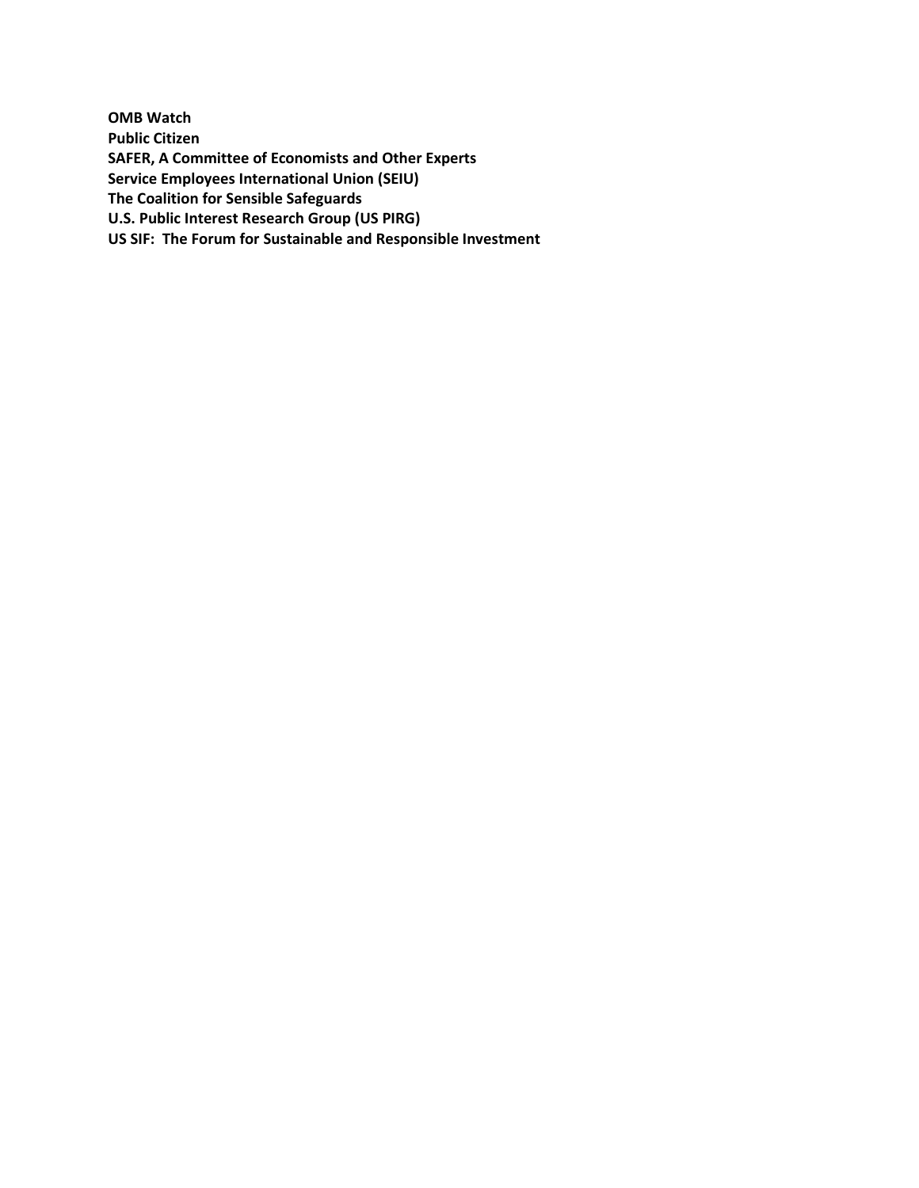**OMB Watch**
**Public Citizen**
**SAFER, A Committee of Economists and Other Experts**
**Service Employees International Union (SEIU)**
**The Coalition for Sensible Safeguards**
**U.S. Public Interest Research Group (US PIRG)**
**US SIF: The Forum for Sustainable and Responsible Investment**